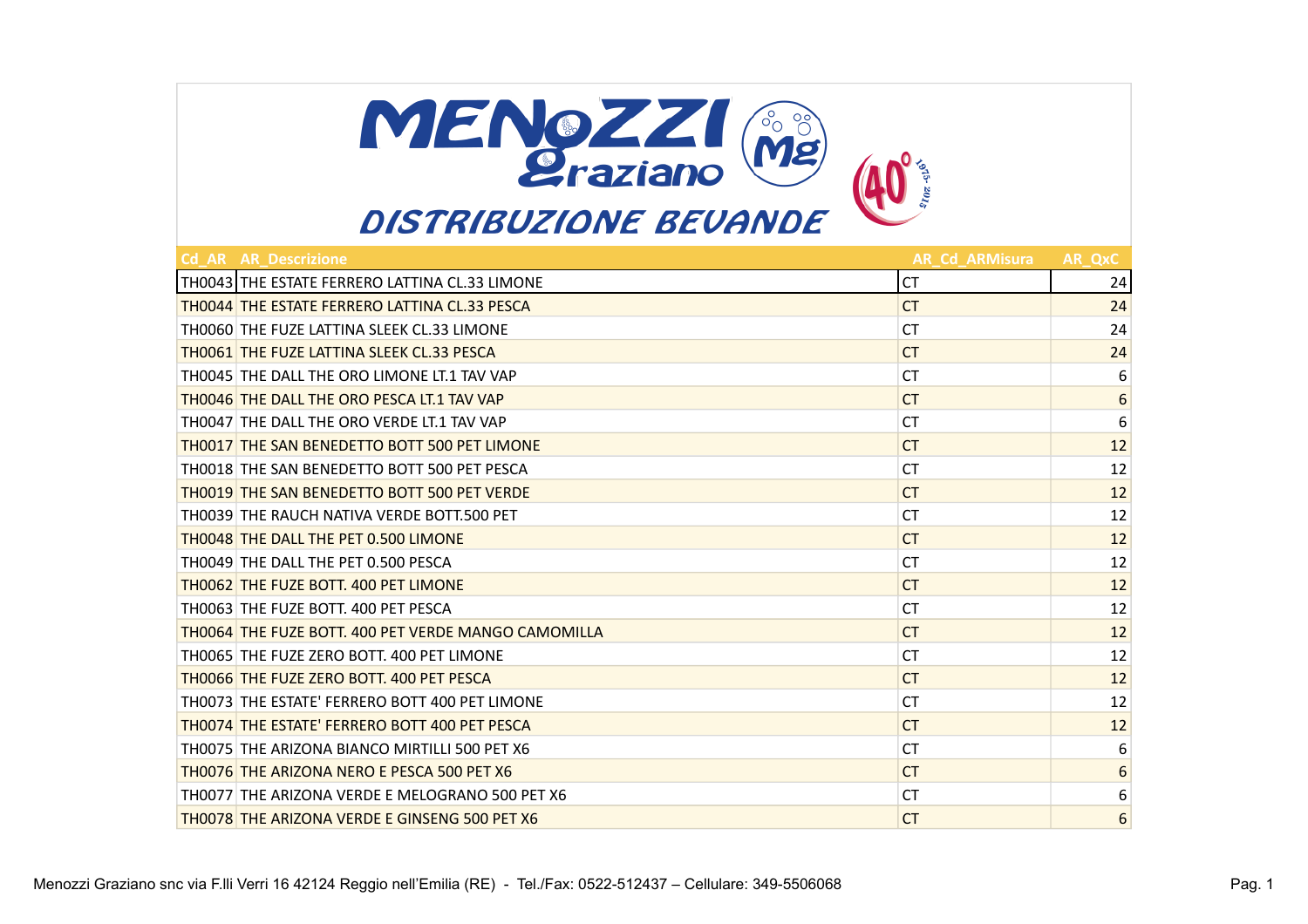# MENOZZI Graziano

## DISTRIBUZIONE BEVANDE

| Cd_AR | AR_Descrizione | AR_Cd_ARMisura | AR_QxC |
|---|---|---|---|
| TH0043 | THE ESTATE FERRERO LATTINA CL.33 LIMONE | CT | 24 |
| TH0044 | THE ESTATE FERRERO LATTINA CL.33 PESCA | CT | 24 |
| TH0060 | THE FUZE LATTINA SLEEK CL.33 LIMONE | CT | 24 |
| TH0061 | THE FUZE LATTINA SLEEK CL.33 PESCA | CT | 24 |
| TH0045 | THE DALL THE ORO LIMONE LT.1 TAV VAP | CT | 6 |
| TH0046 | THE DALL THE ORO PESCA LT.1 TAV VAP | CT | 6 |
| TH0047 | THE DALL THE ORO VERDE LT.1 TAV VAP | CT | 6 |
| TH0017 | THE SAN BENEDETTO BOTT 500 PET LIMONE | CT | 12 |
| TH0018 | THE SAN BENEDETTO BOTT 500 PET PESCA | CT | 12 |
| TH0019 | THE SAN BENEDETTO BOTT 500 PET VERDE | CT | 12 |
| TH0039 | THE RAUCH NATIVA VERDE BOTT.500 PET | CT | 12 |
| TH0048 | THE DALL THE PET 0.500 LIMONE | CT | 12 |
| TH0049 | THE DALL THE PET 0.500 PESCA | CT | 12 |
| TH0062 | THE FUZE BOTT. 400 PET LIMONE | CT | 12 |
| TH0063 | THE FUZE BOTT. 400 PET PESCA | CT | 12 |
| TH0064 | THE FUZE BOTT. 400 PET VERDE MANGO CAMOMILLA | CT | 12 |
| TH0065 | THE FUZE ZERO BOTT. 400 PET LIMONE | CT | 12 |
| TH0066 | THE FUZE ZERO BOTT. 400 PET PESCA | CT | 12 |
| TH0073 | THE ESTATE' FERRERO BOTT 400 PET LIMONE | CT | 12 |
| TH0074 | THE ESTATE' FERRERO BOTT 400 PET PESCA | CT | 12 |
| TH0075 | THE ARIZONA BIANCO MIRTILLI 500 PET X6 | CT | 6 |
| TH0076 | THE ARIZONA NERO E PESCA 500 PET X6 | CT | 6 |
| TH0077 | THE ARIZONA VERDE E MELOGRANO 500 PET X6 | CT | 6 |
| TH0078 | THE ARIZONA VERDE E GINSENG 500 PET X6 | CT | 6 |

Menozzi Graziano snc via F.lli Verri 16 42124 Reggio nell'Emilia (RE) - Tel./Fax: 0522-512437 – Cellulare: 349-5506068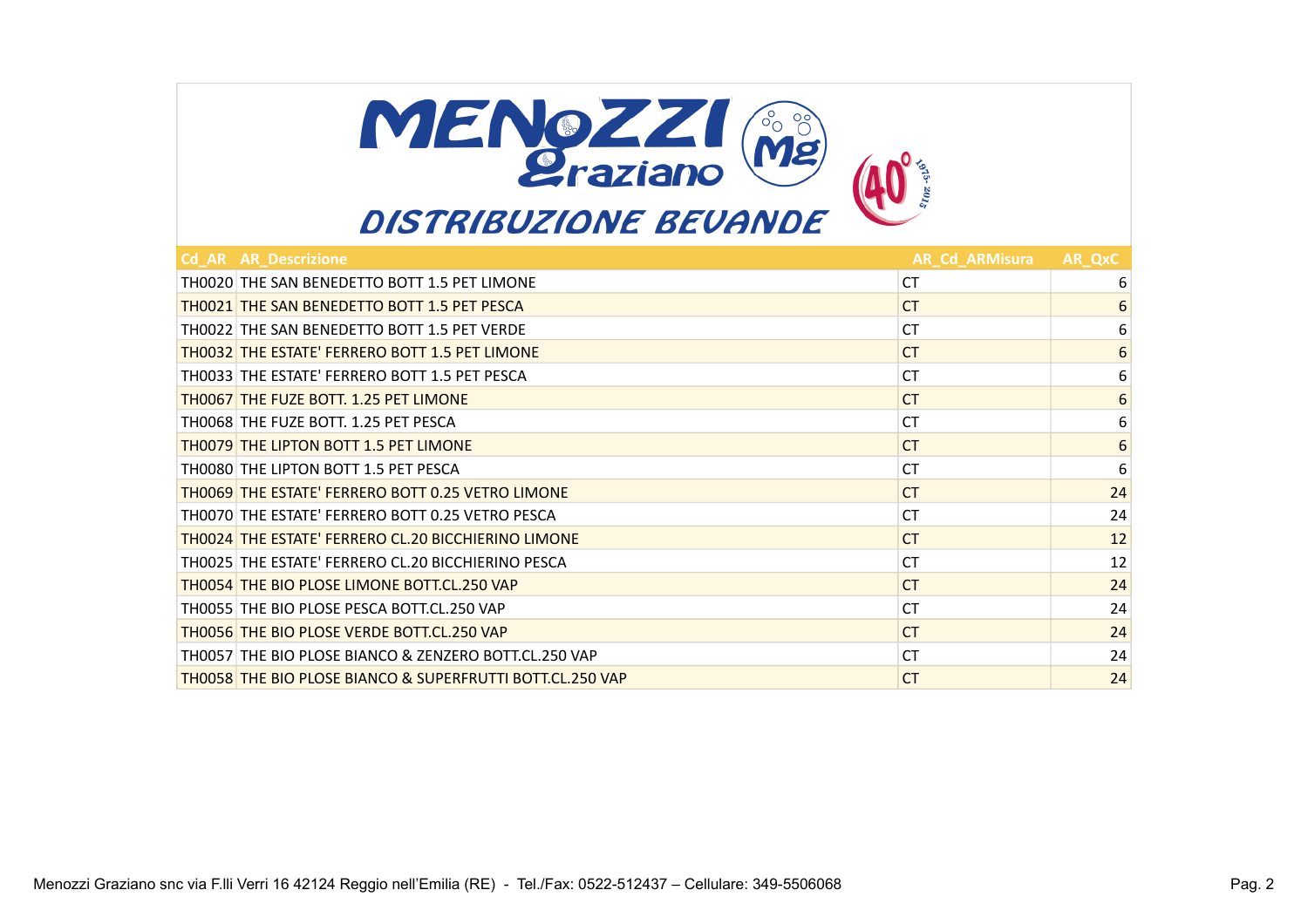# MENOZZI Graziano

## DISTRIBUZIONE BEVANDE

| Cd_AR | AR_Descrizione | AR_Cd_ARMisura | AR_QxC |
|---|---|---|---|
| TH0020 | THE SAN BENEDETTO BOTT 1.5 PET LIMONE | CT | 6 |
| TH0021 | THE SAN BENEDETTO BOTT 1.5 PET PESCA | CT | 6 |
| TH0022 | THE SAN BENEDETTO BOTT 1.5 PET VERDE | CT | 6 |
| TH0032 | THE ESTATE' FERRERO BOTT 1.5 PET LIMONE | CT | 6 |
| TH0033 | THE ESTATE' FERRERO BOTT 1.5 PET PESCA | CT | 6 |
| TH0067 | THE FUZE BOTT. 1.25 PET LIMONE | CT | 6 |
| TH0068 | THE FUZE BOTT. 1.25 PET PESCA | CT | 6 |
| TH0079 | THE LIPTON BOTT 1.5 PET LIMONE | CT | 6 |
| TH0080 | THE LIPTON BOTT 1.5 PET PESCA | CT | 6 |
| TH0069 | THE ESTATE' FERRERO BOTT 0.25 VETRO LIMONE | CT | 24 |
| TH0070 | THE ESTATE' FERRERO BOTT 0.25 VETRO PESCA | CT | 24 |
| TH0024 | THE ESTATE' FERRERO CL.20 BICCHIERINO LIMONE | CT | 12 |
| TH0025 | THE ESTATE' FERRERO CL.20 BICCHIERINO PESCA | CT | 12 |
| TH0054 | THE BIO PLOSE LIMONE BOTT.CL.250 VAP | CT | 24 |
| TH0055 | THE BIO PLOSE PESCA BOTT.CL.250 VAP | CT | 24 |
| TH0056 | THE BIO PLOSE VERDE BOTT.CL.250 VAP | CT | 24 |
| TH0057 | THE BIO PLOSE BIANCO & ZENZERO BOTT.CL.250 VAP | CT | 24 |
| TH0058 | THE BIO PLOSE BIANCO & SUPERFRUTTI BOTT.CL.250 VAP | CT | 24 |

Menozzi Graziano snc via F.lli Verri 16 42124 Reggio nell'Emilia (RE) - Tel./Fax: 0522-512437 – Cellulare: 349-5506068